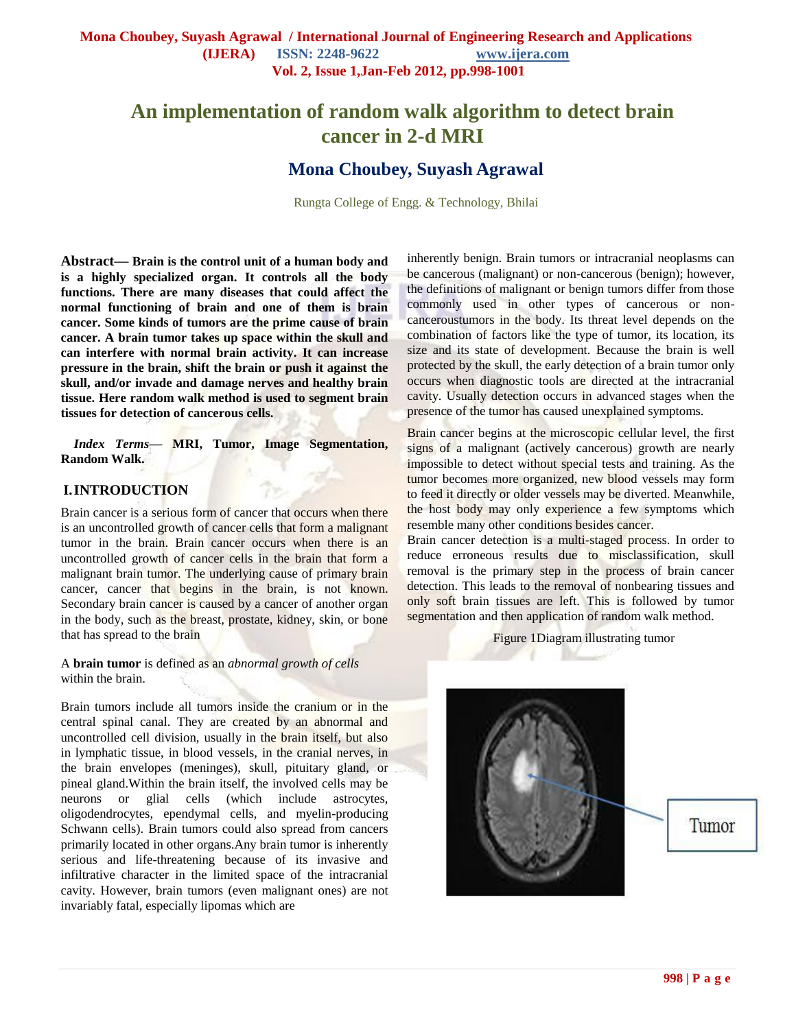# An implementation of random walk algorithm to detect brain cancer in 2-d MRI

## Mona Choubey, Suyash Agrawal

Rungta College of Engg. & Technology, Bhilai

**Abstract— Brain is the control unit of a human body and is a highly specialized organ. It controls all the body functions. There are many diseases that could affect the normal functioning of brain and one of them is brain cancer. Some kinds of tumors are the prime cause of brain cancer. A brain tumor takes up space within the skull and can interfere with normal brain activity. It can increase pressure in the brain, shift the brain or push it against the skull, and/or invade and damage nerves and healthy brain tissue. Here random walk method is used to segment brain tissues for detection of cancerous cells.**

***Index Terms*— MRI, Tumor, Image Segmentation, Random Walk.**

## I. INTRODUCTION

Brain cancer is a serious form of cancer that occurs when there is an uncontrolled growth of cancer cells that form a malignant tumor in the brain. Brain cancer occurs when there is an uncontrolled growth of cancer cells in the brain that form a malignant brain tumor. The underlying cause of primary brain cancer, cancer that begins in the brain, is not known. Secondary brain cancer is caused by a cancer of another organ in the body, such as the breast, prostate, kidney, skin, or bone that has spread to the brain

A **brain tumor** is defined as an *abnormal growth of cells* within the brain.

Brain tumors include all tumors inside the cranium or in the central spinal canal. They are created by an abnormal and uncontrolled cell division, usually in the brain itself, but also in lymphatic tissue, in blood vessels, in the cranial nerves, in the brain envelopes (meninges), skull, pituitary gland, or pineal gland.Within the brain itself, the involved cells may be neurons or glial cells (which include astrocytes, oligodendrocytes, ependymal cells, and myelin-producing Schwann cells). Brain tumors could also spread from cancers primarily located in other organs.Any brain tumor is inherently serious and life-threatening because of its invasive and infiltrative character in the limited space of the intracranial cavity. However, brain tumors (even malignant ones) are not invariably fatal, especially lipomas which are inherently benign. Brain tumors or intracranial neoplasms can be cancerous (malignant) or non-cancerous (benign); however, the definitions of malignant or benign tumors differ from those commonly used in other types of cancerous or non-canceroustumors in the body. Its threat level depends on the combination of factors like the type of tumor, its location, its size and its state of development. Because the brain is well protected by the skull, the early detection of a brain tumor only occurs when diagnostic tools are directed at the intracranial cavity. Usually detection occurs in advanced stages when the presence of the tumor has caused unexplained symptoms.

Brain cancer begins at the microscopic cellular level, the first signs of a malignant (actively cancerous) growth are nearly impossible to detect without special tests and training. As the tumor becomes more organized, new blood vessels may form to feed it directly or older vessels may be diverted. Meanwhile, the host body may only experience a few symptoms which resemble many other conditions besides cancer.

Brain cancer detection is a multi-staged process. In order to reduce erroneous results due to misclassification, skull removal is the primary step in the process of brain cancer detection. This leads to the removal of nonbearing tissues and only soft brain tissues are left. This is followed by tumor segmentation and then application of random walk method.

Figure 1Diagram illustrating tumor

Tumor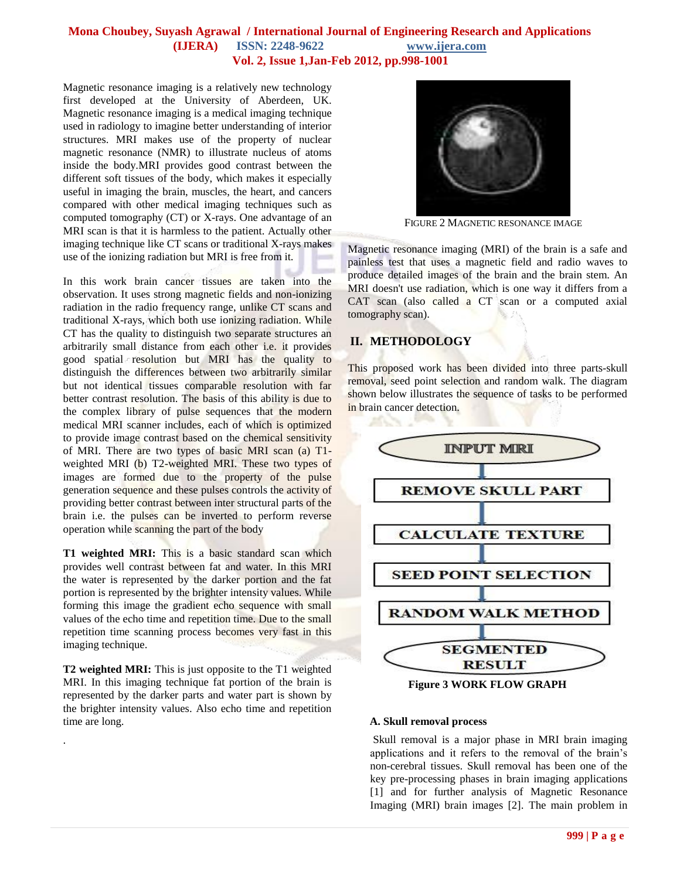Magnetic resonance imaging is a relatively new technology first developed at the University of Aberdeen, UK. Magnetic resonance imaging is a medical imaging technique used in radiology to imagine better understanding of interior structures. MRI makes use of the property of nuclear magnetic resonance (NMR) to illustrate nucleus of atoms inside the body.MRI provides good contrast between the different soft tissues of the body, which makes it especially useful in imaging the brain, muscles, the heart, and cancers compared with other medical imaging techniques such as computed tomography (CT) or X-rays. One advantage of an MRI scan is that it is harmless to the patient. Actually other imaging technique like CT scans or traditional X-rays makes use of the ionizing radiation but MRI is free from it.

In this work brain cancer tissues are taken into the observation. It uses strong magnetic fields and non-ionizing radiation in the radio frequency range, unlike CT scans and traditional X-rays, which both use ionizing radiation. While CT has the quality to distinguish two separate structures an arbitrarily small distance from each other i.e. it provides good spatial resolution but MRI has the quality to distinguish the differences between two arbitrarily similar but not identical tissues comparable resolution with far better contrast resolution. The basis of this ability is due to the complex library of pulse sequences that the modern medical MRI scanner includes, each of which is optimized to provide image contrast based on the chemical sensitivity of MRI. There are two types of basic MRI scan (a) T1-weighted MRI (b) T2-weighted MRI. These two types of images are formed due to the property of the pulse generation sequence and these pulses controls the activity of providing better contrast between inter structural parts of the brain i.e. the pulses can be inverted to perform reverse operation while scanning the part of the body

**T1 weighted MRI:** This is a basic standard scan which provides well contrast between fat and water. In this MRI the water is represented by the darker portion and the fat portion is represented by the brighter intensity values. While forming this image the gradient echo sequence with small values of the echo time and repetition time. Due to the small repetition time scanning process becomes very fast in this imaging technique.

**T2 weighted MRI:** This is just opposite to the T1 weighted MRI. In this imaging technique fat portion of the brain is represented by the darker parts and water part is shown by the brighter intensity values. Also echo time and repetition time are long.

.

FIGURE 2 MAGNETIC RESONANCE IMAGE

Magnetic resonance imaging (MRI) of the brain is a safe and painless test that uses a magnetic field and radio waves to produce detailed images of the brain and the brain stem. An MRI doesn't use radiation, which is one way it differs from a CAT scan (also called a CT scan or a computed axial tomography scan).

## II. METHODOLOGY

This proposed work has been divided into three parts-skull removal, seed point selection and random walk. The diagram shown below illustrates the sequence of tasks to be performed in brain cancer detection.

INPUT MRI → REMOVE SKULL PART → CALCULATE TEXTURE → SEED POINT SELECTION → RANDOM WALK METHOD → SEGMENTED RESULT

**Figure 3 WORK FLOW GRAPH**

### A. Skull removal process

Skull removal is a major phase in MRI brain imaging applications and it refers to the removal of the brain's non-cerebral tissues. Skull removal has been one of the key pre-processing phases in brain imaging applications [1] and for further analysis of Magnetic Resonance Imaging (MRI) brain images [2]. The main problem in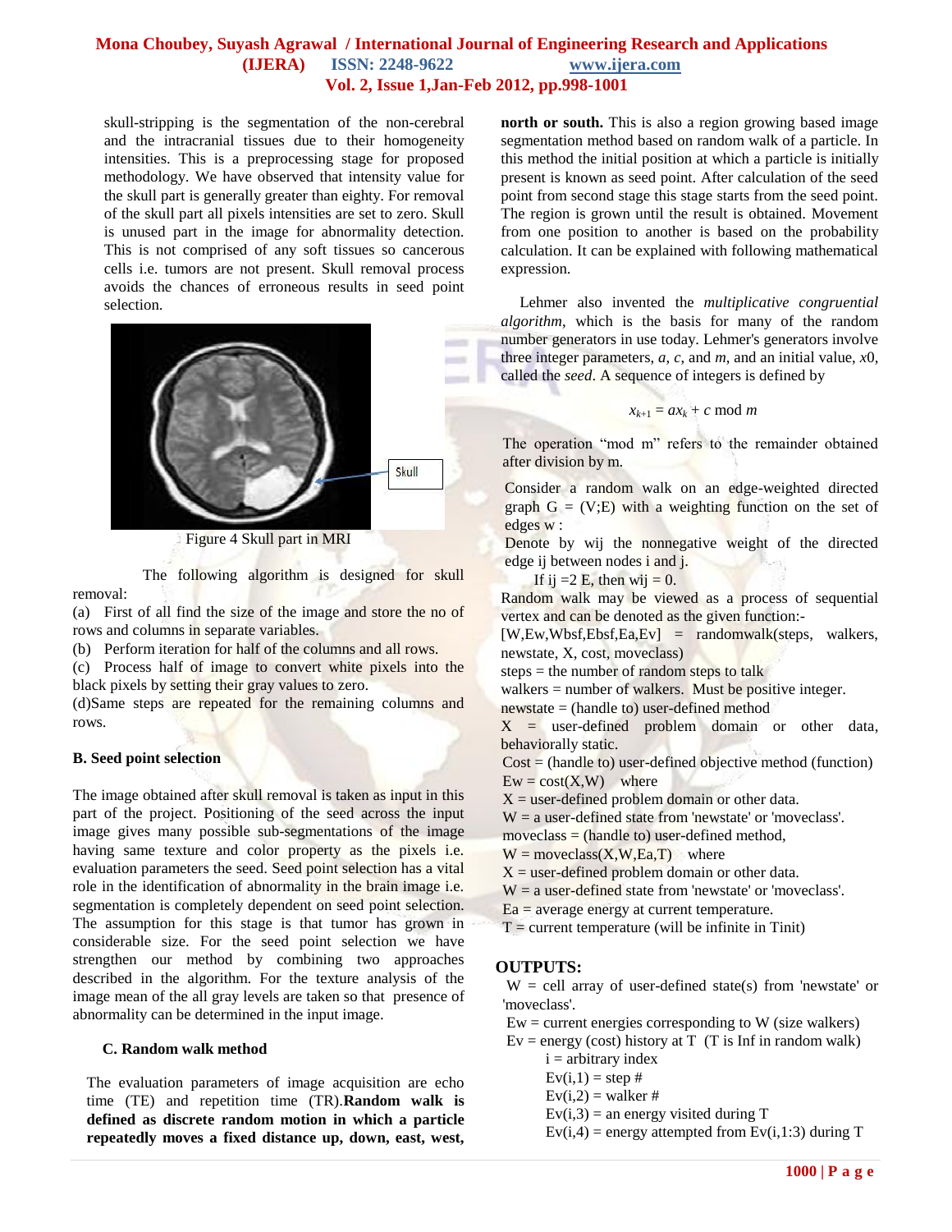skull-stripping is the segmentation of the non-cerebral and the intracranial tissues due to their homogeneity intensities. This is a preprocessing stage for proposed methodology. We have observed that intensity value for the skull part is generally greater than eighty. For removal of the skull part all pixels intensities are set to zero. Skull is unused part in the image for abnormality detection. This is not comprised of any soft tissues so cancerous cells i.e. tumors are not present. Skull removal process avoids the chances of erroneous results in seed point selection.

Skull

Figure 4 Skull part in MRI

The following algorithm is designed for skull removal:

(a) First of all find the size of the image and store the no of rows and columns in separate variables.

(b) Perform iteration for half of the columns and all rows.

(c) Process half of image to convert white pixels into the black pixels by setting their gray values to zero.

(d)Same steps are repeated for the remaining columns and rows.

### B. Seed point selection

The image obtained after skull removal is taken as input in this part of the project. Positioning of the seed across the input image gives many possible sub-segmentations of the image having same texture and color property as the pixels i.e. evaluation parameters the seed. Seed point selection has a vital role in the identification of abnormality in the brain image i.e. segmentation is completely dependent on seed point selection. The assumption for this stage is that tumor has grown in considerable size. For the seed point selection we have strengthen our method by combining two approaches described in the algorithm. For the texture analysis of the image mean of the all gray levels are taken so that presence of abnormality can be determined in the input image.

### C. Random walk method

The evaluation parameters of image acquisition are echo time (TE) and repetition time (TR).**Random walk is defined as discrete random motion in which a particle repeatedly moves a fixed distance up, down, east, west, north or south.** This is also a region growing based image segmentation method based on random walk of a particle. In this method the initial position at which a particle is initially present is known as seed point. After calculation of the seed point from second stage this stage starts from the seed point. The region is grown until the result is obtained. Movement from one position to another is based on the probability calculation. It can be explained with following mathematical expression.

Lehmer also invented the *multiplicative congruential algorithm*, which is the basis for many of the random number generators in use today. Lehmer's generators involve three integer parameters, *a*, *c*, and *m*, and an initial value, *x*0, called the *seed*. A sequence of integers is defined by

$$x_{k+1} = ax_k + c \bmod m$$

The operation "mod m" refers to the remainder obtained after division by m.

Consider a random walk on an edge-weighted directed graph G = (V;E) with a weighting function on the set of edges w :

Denote by wij the nonnegative weight of the directed edge ij between nodes i and j.

If ij =2 E, then wij = 0.

Random walk may be viewed as a process of sequential vertex and can be denoted as the given function:-

[W,Ew,Wbsf,Ebsf,Ea,Ev] = randomwalk(steps, walkers, newstate, X, cost, moveclass)

steps = the number of random steps to talk

walkers = number of walkers. Must be positive integer.

newstate = (handle to) user-defined method

X = user-defined problem domain or other data, behaviorally static.

Cost = (handle to) user-defined objective method (function)

Ew = cost(X,W) where

X = user-defined problem domain or other data.

W = a user-defined state from 'newstate' or 'moveclass'.

moveclass = (handle to) user-defined method,

W = moveclass(X,W,Ea,T) where

X = user-defined problem domain or other data.

W = a user-defined state from 'newstate' or 'moveclass'.

Ea = average energy at current temperature.

T = current temperature (will be infinite in Tinit)

## OUTPUTS:

W = cell array of user-defined state(s) from 'newstate' or 'moveclass'.

Ew = current energies corresponding to W (size walkers)

Ev = energy (cost) history at T (T is Inf in random walk)

i = arbitrary index

Ev(i,1) = step #

Ev(i,2) = walker #

Ev(i,3) = an energy visited during T

Ev(i,4) = energy attempted from Ev(i,1:3) during T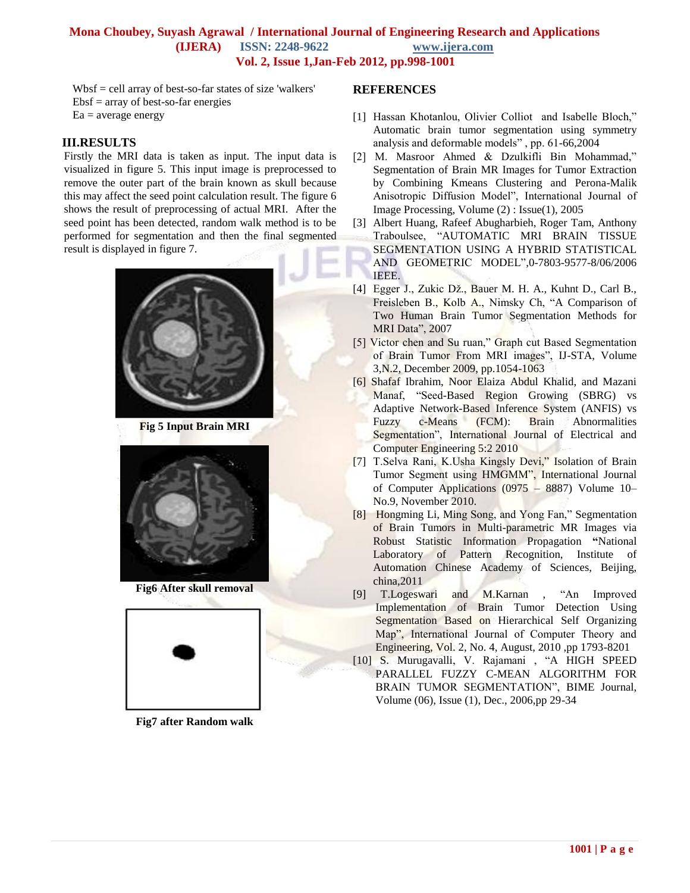Wbsf = cell array of best-so-far states of size 'walkers'
Ebsf = array of best-so-far energies
Ea = average energy

## III.RESULTS

Firstly the MRI data is taken as input. The input data is visualized in figure 5. This input image is preprocessed to remove the outer part of the brain known as skull because this may affect the seed point calculation result. The figure 6 shows the result of preprocessing of actual MRI. After the seed point has been detected, random walk method is to be performed for segmentation and then the final segmented result is displayed in figure 7.

**Fig 5 Input Brain MRI**

**Fig6 After skull removal**

**Fig7 after Random walk**

## REFERENCES

[1] Hassan Khotanlou, Olivier Colliot and Isabelle Bloch," Automatic brain tumor segmentation using symmetry analysis and deformable models" , pp. 61-66,2004

[2] M. Masroor Ahmed & Dzulkifli Bin Mohammad," Segmentation of Brain MR Images for Tumor Extraction by Combining Kmeans Clustering and Perona-Malik Anisotropic Diffusion Model", International Journal of Image Processing, Volume (2) : Issue(1), 2005

[3] Albert Huang, Rafeef Abugharbieh, Roger Tam, Anthony Traboulsee, "AUTOMATIC MRI BRAIN TISSUE SEGMENTATION USING A HYBRID STATISTICAL AND GEOMETRIC MODEL",0-7803-9577-8/06/2006 IEEE.

[4] Egger J., Zukic Dž., Bauer M. H. A., Kuhnt D., Carl B., Freisleben B., Kolb A., Nimsky Ch, "A Comparison of Two Human Brain Tumor Segmentation Methods for MRI Data", 2007

[5] Victor chen and Su ruan," Graph cut Based Segmentation of Brain Tumor From MRI images", IJ-STA, Volume 3,N.2, December 2009, pp.1054-1063

[6] Shafaf Ibrahim, Noor Elaiza Abdul Khalid, and Mazani Manaf, "Seed-Based Region Growing (SBRG) vs Adaptive Network-Based Inference System (ANFIS) vs Fuzzy c-Means (FCM): Brain Abnormalities Segmentation", International Journal of Electrical and Computer Engineering 5:2 2010

[7] T.Selva Rani, K.Usha Kingsly Devi," Isolation of Brain Tumor Segment using HMGMM", International Journal of Computer Applications (0975 – 8887) Volume 10– No.9, November 2010.

[8] Hongming Li, Ming Song, and Yong Fan," Segmentation of Brain Tumors in Multi-parametric MR Images via Robust Statistic Information Propagation "National Laboratory of Pattern Recognition, Institute of Automation Chinese Academy of Sciences, Beijing, china,2011

[9] T.Logeswari and M.Karnan , "An Improved Implementation of Brain Tumor Detection Using Segmentation Based on Hierarchical Self Organizing Map", International Journal of Computer Theory and Engineering, Vol. 2, No. 4, August, 2010 ,pp 1793-8201

[10] S. Murugavalli, V. Rajamani , "A HIGH SPEED PARALLEL FUZZY C-MEAN ALGORITHM FOR BRAIN TUMOR SEGMENTATION", BIME Journal, Volume (06), Issue (1), Dec., 2006,pp 29-34